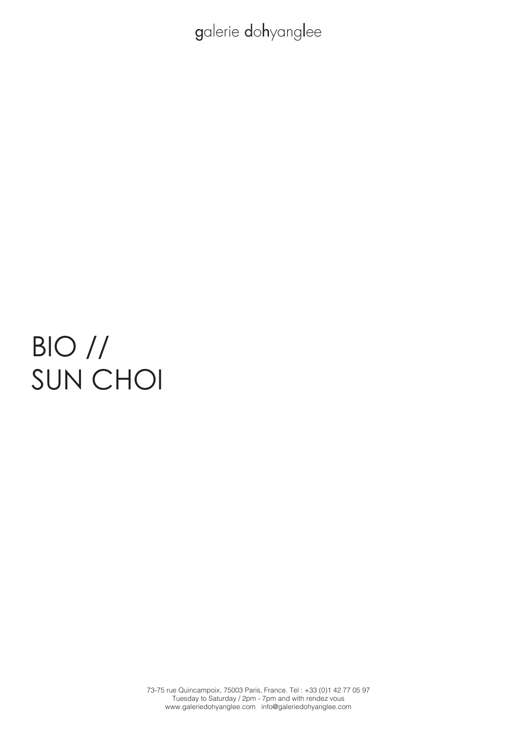galerie dohyanglee

# BIO //
# SUN CHOI

73-75 rue Quincampoix, 75003 Paris, France. Tel : +33 (0)1 42 77 05 97
Tuesday to Saturday / 2pm - 7pm and with rendez vous
www.galeriedohyanglee.com info@galeriedohyanglee.com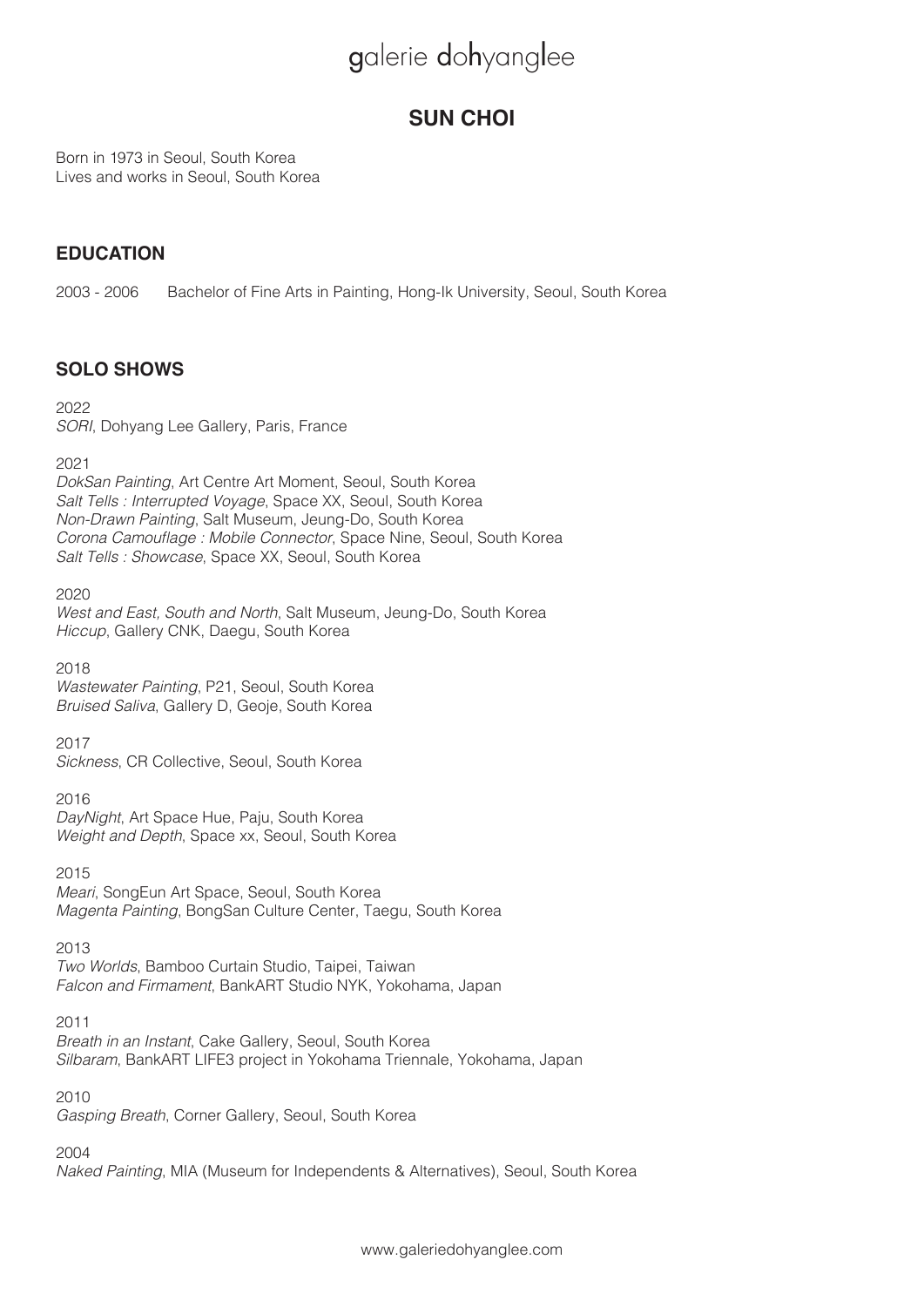# SUN CHOI

Born in 1973 in Seoul, South Korea
Lives and works in Seoul, South Korea

## EDUCATION

2003 - 2006 Bachelor of Fine Arts in Painting, Hong-Ik University, Seoul, South Korea

## SOLO SHOWS

2022
*SORI*, Dohyang Lee Gallery, Paris, France

2021
*DokSan Painting*, Art Centre Art Moment, Seoul, South Korea
*Salt Tells : Interrupted Voyage*, Space XX, Seoul, South Korea
*Non-Drawn Painting*, Salt Museum, Jeung-Do, South Korea
*Corona Camouflage : Mobile Connector*, Space Nine, Seoul, South Korea
*Salt Tells : Showcase*, Space XX, Seoul, South Korea

2020
*West and East, South and North*, Salt Museum, Jeung-Do, South Korea
*Hiccup*, Gallery CNK, Daegu, South Korea

2018
*Wastewater Painting*, P21, Seoul, South Korea
*Bruised Saliva*, Gallery D, Geoje, South Korea

2017
*Sickness*, CR Collective, Seoul, South Korea

2016
*DayNight*, Art Space Hue, Paju, South Korea
*Weight and Depth*, Space xx, Seoul, South Korea

2015
*Meari*, SongEun Art Space, Seoul, South Korea
*Magenta Painting*, BongSan Culture Center, Taegu, South Korea

2013
*Two Worlds*, Bamboo Curtain Studio, Taipei, Taiwan
*Falcon and Firmament*, BankART Studio NYK, Yokohama, Japan

2011
*Breath in an Instant*, Cake Gallery, Seoul, South Korea
*Silbaram*, BankART LIFE3 project in Yokohama Triennale, Yokohama, Japan

2010
*Gasping Breath*, Corner Gallery, Seoul, South Korea

2004
*Naked Painting*, MIA (Museum for Independents & Alternatives), Seoul, South Korea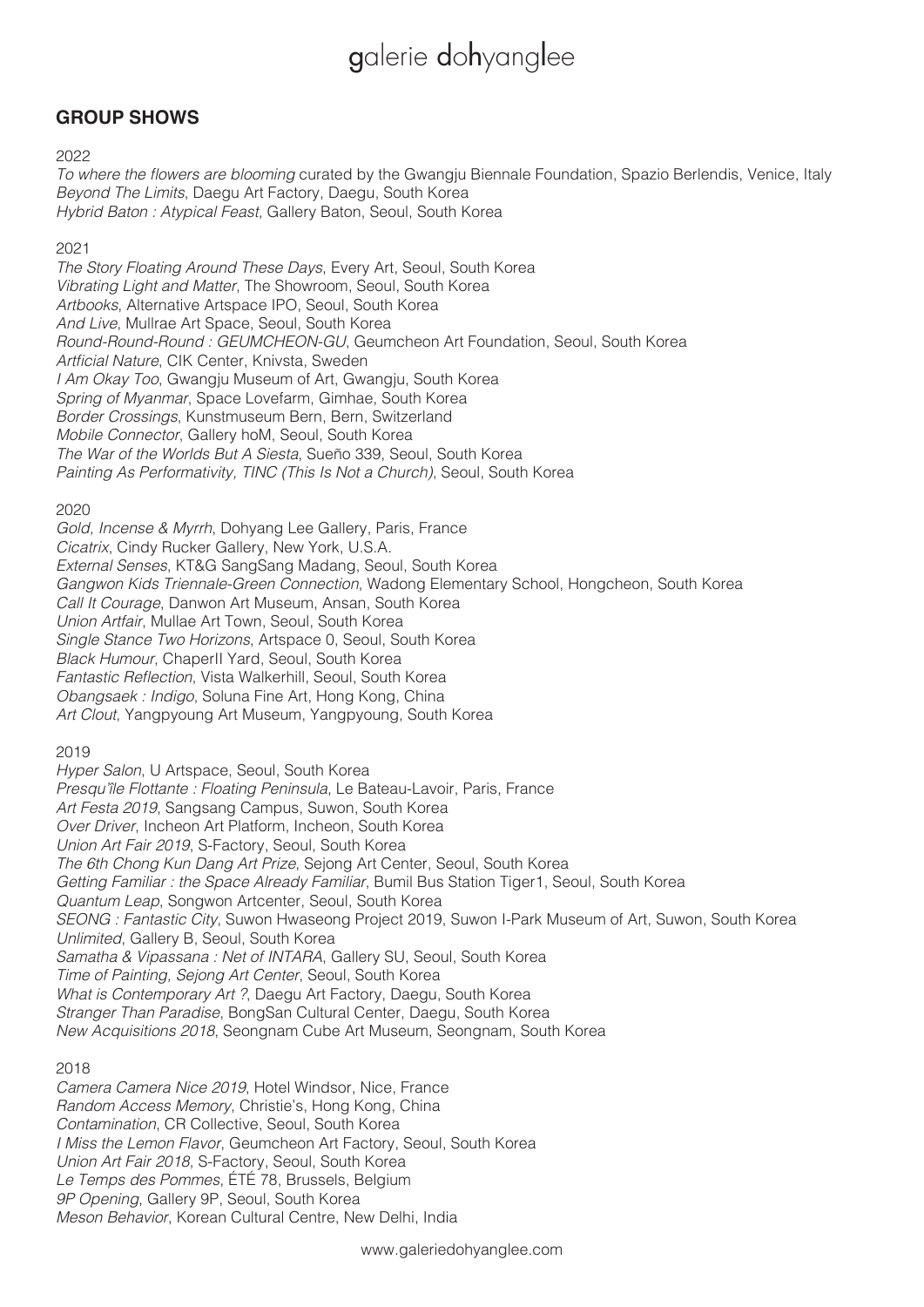## GROUP SHOWS

2022

*To where the flowers are blooming* curated by the Gwangju Biennale Foundation, Spazio Berlendis, Venice, Italy
*Beyond The Limits*, Daegu Art Factory, Daegu, South Korea
*Hybrid Baton : Atypical Feast*, Gallery Baton, Seoul, South Korea

2021

*The Story Floating Around These Days*, Every Art, Seoul, South Korea
*Vibrating Light and Matter*, The Showroom, Seoul, South Korea
*Artbooks*, Alternative Artspace IPO, Seoul, South Korea
*And Live*, Mullrae Art Space, Seoul, South Korea
*Round-Round-Round : GEUMCHEON-GU*, Geumcheon Art Foundation, Seoul, South Korea
*Artficial Nature*, CIK Center, Knivsta, Sweden
*I Am Okay Too*, Gwangju Museum of Art, Gwangju, South Korea
*Spring of Myanmar*, Space Lovefarm, Gimhae, South Korea
*Border Crossings*, Kunstmuseum Bern, Bern, Switzerland
*Mobile Connector*, Gallery hoM, Seoul, South Korea
*The War of the Worlds But A Siesta*, Sueño 339, Seoul, South Korea
*Painting As Performativity, TINC (This Is Not a Church)*, Seoul, South Korea

2020

*Gold, Incense & Myrrh*, Dohyang Lee Gallery, Paris, France
*Cicatrix*, Cindy Rucker Gallery, New York, U.S.A.
*External Senses*, KT&G SangSang Madang, Seoul, South Korea
*Gangwon Kids Triennale-Green Connection*, Wadong Elementary School, Hongcheon, South Korea
*Call It Courage*, Danwon Art Museum, Ansan, South Korea
*Union Artfair*, Mullae Art Town, Seoul, South Korea
*Single Stance Two Horizons*, Artspace 0, Seoul, South Korea
*Black Humour*, ChaperII Yard, Seoul, South Korea
*Fantastic Reflection*, Vista Walkerhill, Seoul, South Korea
*Obangsaek : Indigo*, Soluna Fine Art, Hong Kong, China
*Art Clout*, Yangpyoung Art Museum, Yangpyoung, South Korea

2019

*Hyper Salon*, U Artspace, Seoul, South Korea
*Presqu'île Flottante : Floating Peninsula*, Le Bateau-Lavoir, Paris, France
*Art Festa 2019*, Sangsang Campus, Suwon, South Korea
*Over Driver*, Incheon Art Platform, Incheon, South Korea
*Union Art Fair 2019*, S-Factory, Seoul, South Korea
*The 6th Chong Kun Dang Art Prize*, Sejong Art Center, Seoul, South Korea
*Getting Familiar : the Space Already Familiar*, Bumil Bus Station Tiger1, Seoul, South Korea
*Quantum Leap*, Songwon Artcenter, Seoul, South Korea
*SEONG : Fantastic City*, Suwon Hwaseong Project 2019, Suwon I-Park Museum of Art, Suwon, South Korea
*Unlimited*, Gallery B, Seoul, South Korea
*Samatha & Vipassana : Net of INTARA*, Gallery SU, Seoul, South Korea
*Time of Painting, Sejong Art Center*, Seoul, South Korea
*What is Contemporary Art ?*, Daegu Art Factory, Daegu, South Korea
*Stranger Than Paradise*, BongSan Cultural Center, Daegu, South Korea
*New Acquisitions 2018*, Seongnam Cube Art Museum, Seongnam, South Korea

2018

*Camera Camera Nice 2019*, Hotel Windsor, Nice, France
*Random Access Memory*, Christie's, Hong Kong, China
*Contamination*, CR Collective, Seoul, South Korea
*I Miss the Lemon Flavor*, Geumcheon Art Factory, Seoul, South Korea
*Union Art Fair 2018*, S-Factory, Seoul, South Korea
*Le Temps des Pommes*, ÉTÉ 78, Brussels, Belgium
*9P Opening*, Gallery 9P, Seoul, South Korea
*Meson Behavior*, Korean Cultural Centre, New Delhi, India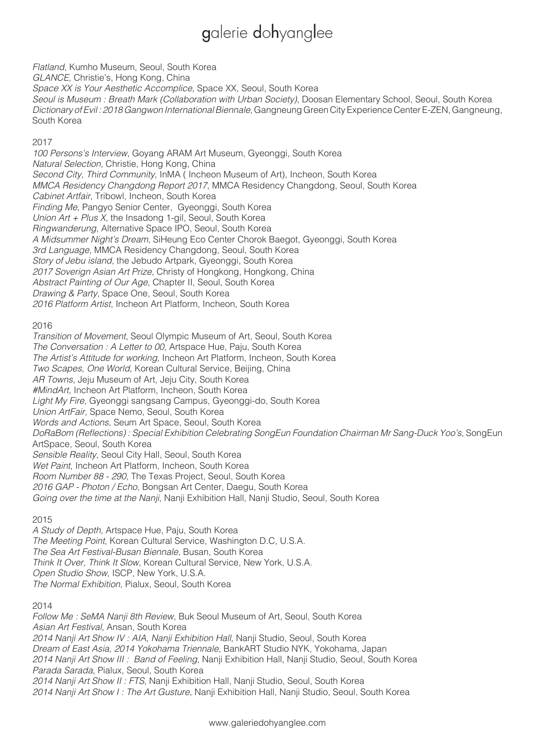*Flatland*, Kumho Museum, Seoul, South Korea
*GLANCE*, Christie's, Hong Kong, China
*Space XX is Your Aesthetic Accomplice*, Space XX, Seoul, South Korea
*Seoul is Museum : Breath Mark (Collaboration with Urban Society)*, Doosan Elementary School, Seoul, South Korea
*Dictionary of Evil : 2018 Gangwon International Biennale*, Gangneung Green City Experience Center E-ZEN, Gangneung, South Korea

2017

*100 Persons's Interview*, Goyang ARAM Art Museum, Gyeonggi, South Korea
*Natural Selection*, Christie, Hong Kong, China
*Second City, Third Community*, InMA ( Incheon Museum of Art), Incheon, South Korea
*MMCA Residency Changdong Report 2017*, MMCA Residency Changdong, Seoul, South Korea
*Cabinet Artfair*, Tribowl, Incheon, South Korea
*Finding Me*, Pangyo Senior Center, Gyeonggi, South Korea
*Union Art + Plus X*, the Insadong 1-gil, Seoul, South Korea
*Ringwanderung*, Alternative Space IPO, Seoul, South Korea
*A Midsummer Night's Dream*, SiHeung Eco Center Chorok Baegot, Gyeonggi, South Korea
*3rd Language*, MMCA Residency Changdong, Seoul, South Korea
*Story of Jebu island*, the Jebudo Artpark, Gyeonggi, South Korea
*2017 Soverign Asian Art Prize*, Christy of Hongkong, Hongkong, China
*Abstract Painting of Our Age*, Chapter II, Seoul, South Korea
*Drawing & Party*, Space One, Seoul, South Korea
*2016 Platform Artist*, Incheon Art Platform, Incheon, South Korea

2016

*Transition of Movement*, Seoul Olympic Museum of Art, Seoul, South Korea
*The Conversation : A Letter to 00*, Artspace Hue, Paju, South Korea
*The Artist's Attitude for working*, Incheon Art Platform, Incheon, South Korea
*Two Scapes, One World*, Korean Cultural Service, Beijing, China
*AR Towns*, Jeju Museum of Art, Jeju City, South Korea
*#MindArt*, Incheon Art Platform, Incheon, South Korea
*Light My Fire*, Gyeonggi sangsang Campus, Gyeonggi-do, South Korea
*Union ArtFair*, Space Nemo, Seoul, South Korea
*Words and Actions*, Seum Art Space, Seoul, South Korea
*DoRaBom (Reflections) : Special Exhibition Celebrating SongEun Foundation Chairman Mr Sang-Duck Yoo's*, SongEun ArtSpace, Seoul, South Korea
*Sensible Reality*, Seoul City Hall, Seoul, South Korea
*Wet Paint*, Incheon Art Platform, Incheon, South Korea
*Room Number 88 - 290*, The Texas Project, Seoul, South Korea
*2016 GAP - Photon / Echo*, Bongsan Art Center, Daegu, South Korea
*Going over the time at the Nanji*, Nanji Exhibition Hall, Nanji Studio, Seoul, South Korea

2015

*A Study of Depth*, Artspace Hue, Paju, South Korea
*The Meeting Point*, Korean Cultural Service, Washington D.C, U.S.A.
*The Sea Art Festival-Busan Biennale*, Busan, South Korea
*Think It Over, Think It Slow*, Korean Cultural Service, New York, U.S.A.
*Open Studio Show*, ISCP, New York, U.S.A.
*The Normal Exhibition*, Pialux, Seoul, South Korea

2014

*Follow Me : SeMA Nanji 8th Review*, Buk Seoul Museum of Art, Seoul, South Korea
*Asian Art Festival*, Ansan, South Korea
*2014 Nanji Art Show IV : AIA, Nanji Exhibition Hall*, Nanji Studio, Seoul, South Korea
*Dream of East Asia, 2014 Yokohama Triennale*, BankART Studio NYK, Yokohama, Japan
*2014 Nanji Art Show III : Band of Feeling*, Nanji Exhibition Hall, Nanji Studio, Seoul, South Korea
*Parada Sarada*, Pialux, Seoul, South Korea
*2014 Nanji Art Show II : FTS*, Nanji Exhibition Hall, Nanji Studio, Seoul, South Korea
*2014 Nanji Art Show I : The Art Gusture*, Nanji Exhibition Hall, Nanji Studio, Seoul, South Korea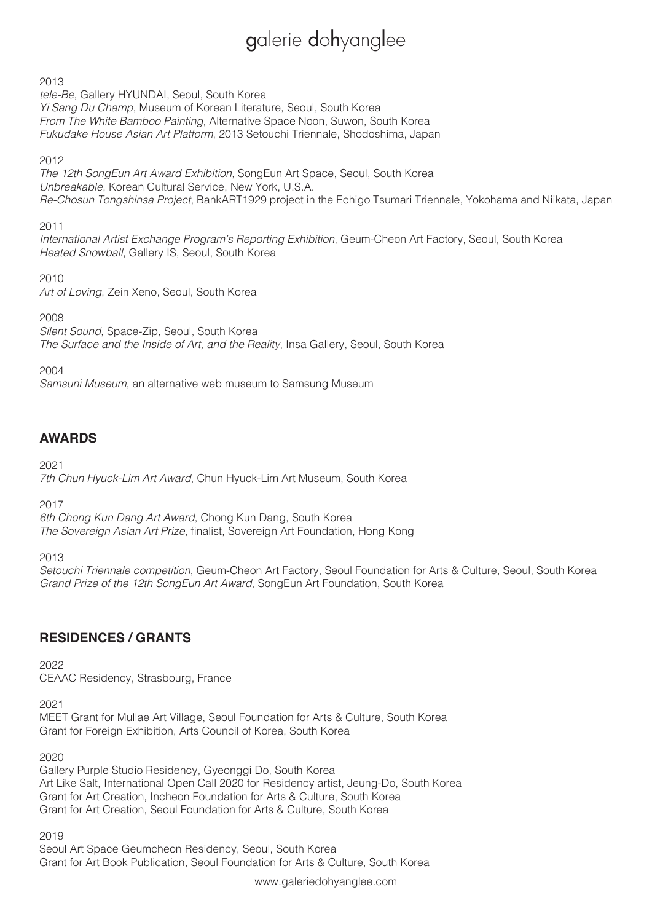2013

*tele-Be*, Gallery HYUNDAI, Seoul, South Korea
*Yi Sang Du Champ*, Museum of Korean Literature, Seoul, South Korea
*From The White Bamboo Painting*, Alternative Space Noon, Suwon, South Korea
*Fukudake House Asian Art Platform*, 2013 Setouchi Triennale, Shodoshima, Japan

2012

*The 12th SongEun Art Award Exhibition*, SongEun Art Space, Seoul, South Korea
*Unbreakable*, Korean Cultural Service, New York, U.S.A.
*Re-Chosun Tongshinsa Project*, BankART1929 project in the Echigo Tsumari Triennale, Yokohama and Niikata, Japan

2011

*International Artist Exchange Program's Reporting Exhibition*, Geum-Cheon Art Factory, Seoul, South Korea
*Heated Snowball*, Gallery IS, Seoul, South Korea

2010

*Art of Loving*, Zein Xeno, Seoul, South Korea

2008

*Silent Sound*, Space-Zip, Seoul, South Korea
*The Surface and the Inside of Art, and the Reality*, Insa Gallery, Seoul, South Korea

2004

*Samsuni Museum*, an alternative web museum to Samsung Museum

## AWARDS

2021

*7th Chun Hyuck-Lim Art Award*, Chun Hyuck-Lim Art Museum, South Korea

2017

*6th Chong Kun Dang Art Award*, Chong Kun Dang, South Korea
*The Sovereign Asian Art Prize*, finalist, Sovereign Art Foundation, Hong Kong

2013

*Setouchi Triennale competition*, Geum-Cheon Art Factory, Seoul Foundation for Arts & Culture, Seoul, South Korea
*Grand Prize of the 12th SongEun Art Award*, SongEun Art Foundation, South Korea

## RESIDENCES / GRANTS

2022

CEAAC Residency, Strasbourg, France

2021

MEET Grant for Mullae Art Village, Seoul Foundation for Arts & Culture, South Korea
Grant for Foreign Exhibition, Arts Council of Korea, South Korea

2020

Gallery Purple Studio Residency, Gyeonggi Do, South Korea
Art Like Salt, International Open Call 2020 for Residency artist, Jeung-Do, South Korea
Grant for Art Creation, Incheon Foundation for Arts & Culture, South Korea
Grant for Art Creation, Seoul Foundation for Arts & Culture, South Korea

2019

Seoul Art Space Geumcheon Residency, Seoul, South Korea
Grant for Art Book Publication, Seoul Foundation for Arts & Culture, South Korea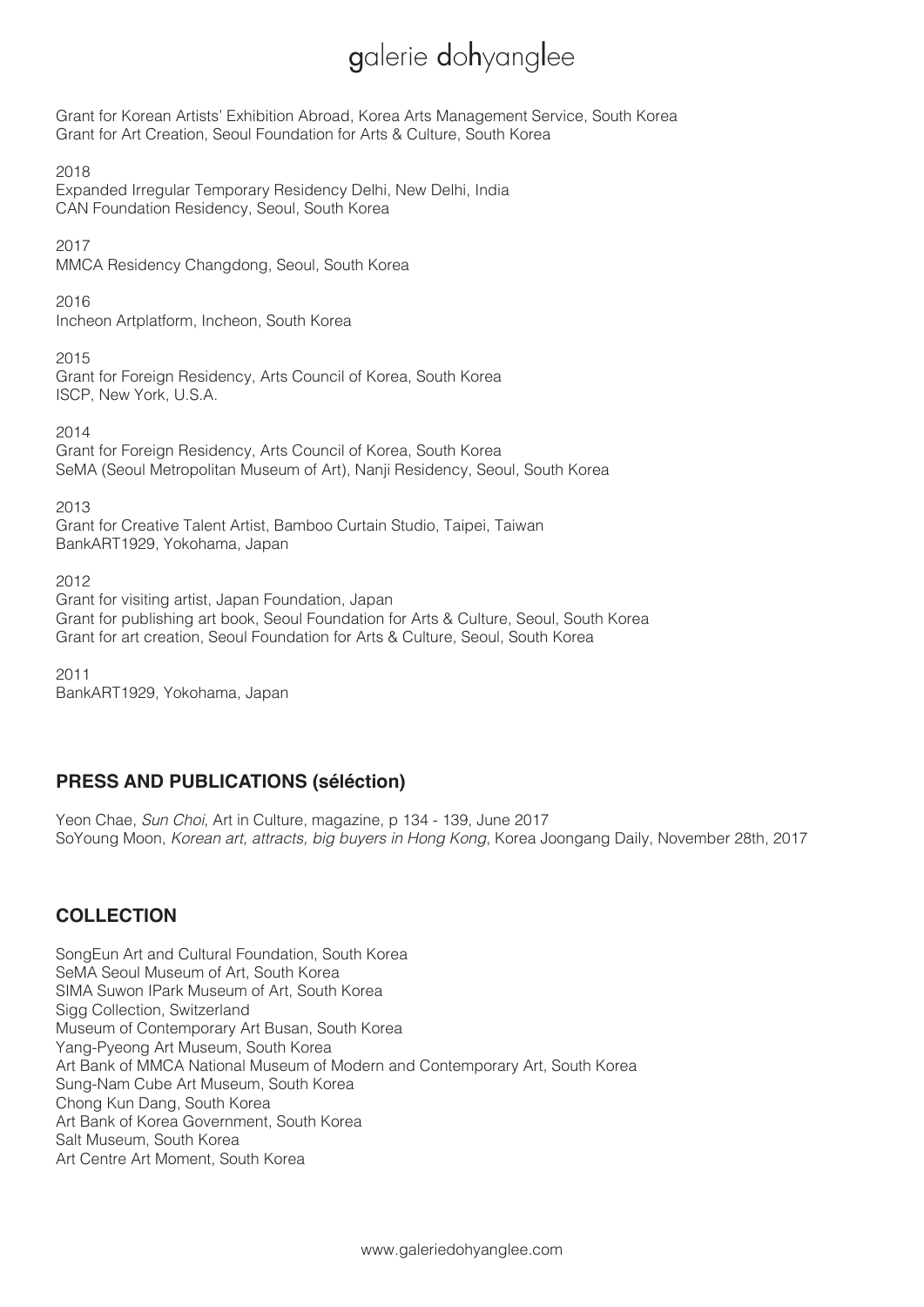Grant for Korean Artists' Exhibition Abroad, Korea Arts Management Service, South Korea
Grant for Art Creation, Seoul Foundation for Arts & Culture, South Korea

2018
Expanded Irregular Temporary Residency Delhi, New Delhi, India
CAN Foundation Residency, Seoul, South Korea

2017
MMCA Residency Changdong, Seoul, South Korea

2016
Incheon Artplatform, Incheon, South Korea

2015
Grant for Foreign Residency, Arts Council of Korea, South Korea
ISCP, New York, U.S.A.

2014
Grant for Foreign Residency, Arts Council of Korea, South Korea
SeMA (Seoul Metropolitan Museum of Art), Nanji Residency, Seoul, South Korea

2013
Grant for Creative Talent Artist, Bamboo Curtain Studio, Taipei, Taiwan
BankART1929, Yokohama, Japan

2012
Grant for visiting artist, Japan Foundation, Japan
Grant for publishing art book, Seoul Foundation for Arts & Culture, Seoul, South Korea
Grant for art creation, Seoul Foundation for Arts & Culture, Seoul, South Korea

2011
BankART1929, Yokohama, Japan

## PRESS AND PUBLICATIONS (séléction)

Yeon Chae, *Sun Choi*, Art in Culture, magazine, p 134 - 139, June 2017
SoYoung Moon, *Korean art, attracts, big buyers in Hong Kong*, Korea Joongang Daily, November 28th, 2017

## COLLECTION

SongEun Art and Cultural Foundation, South Korea
SeMA Seoul Museum of Art, South Korea
SIMA Suwon IPark Museum of Art, South Korea
Sigg Collection, Switzerland
Museum of Contemporary Art Busan, South Korea
Yang-Pyeong Art Museum, South Korea
Art Bank of MMCA National Museum of Modern and Contemporary Art, South Korea
Sung-Nam Cube Art Museum, South Korea
Chong Kun Dang, South Korea
Art Bank of Korea Government, South Korea
Salt Museum, South Korea
Art Centre Art Moment, South Korea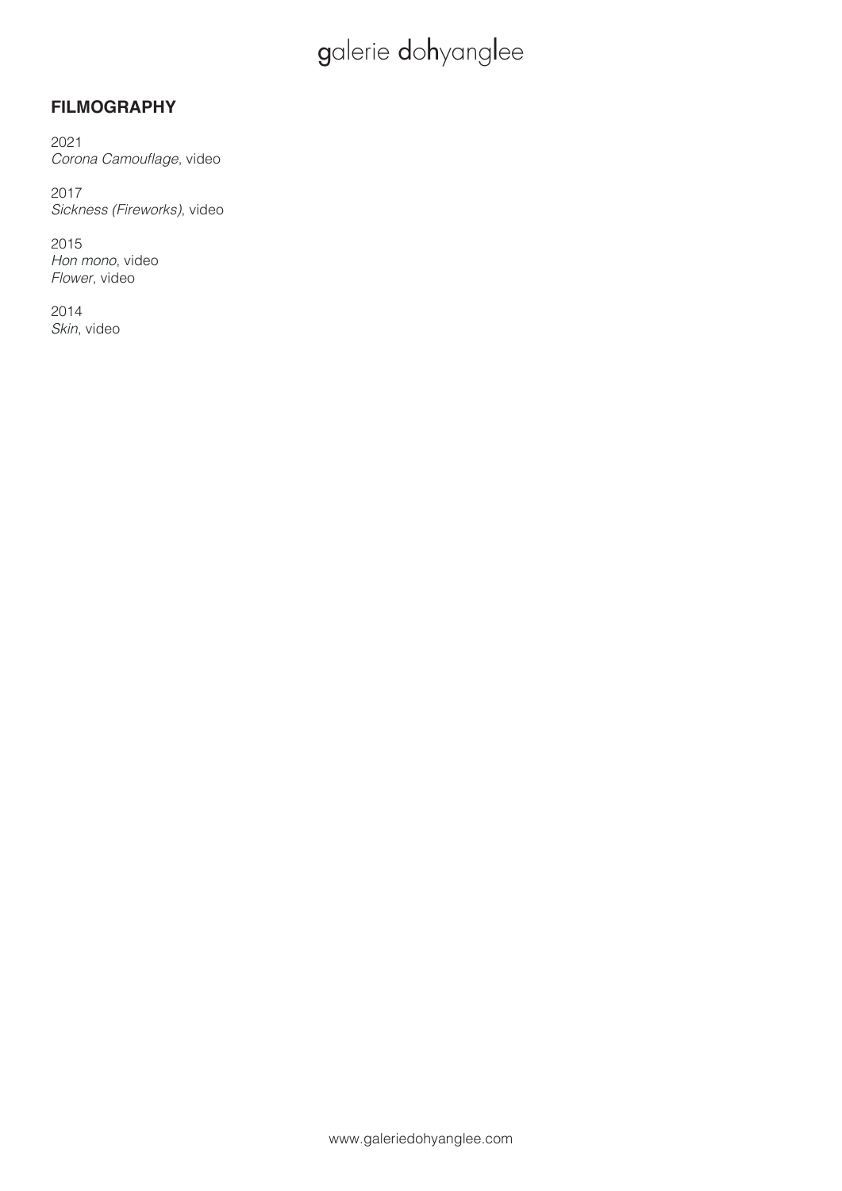## FILMOGRAPHY

2021
*Corona Camouflage*, video

2017
*Sickness (Fireworks)*, video

2015
*Hon mono*, video
*Flower*, video

2014
*Skin*, video